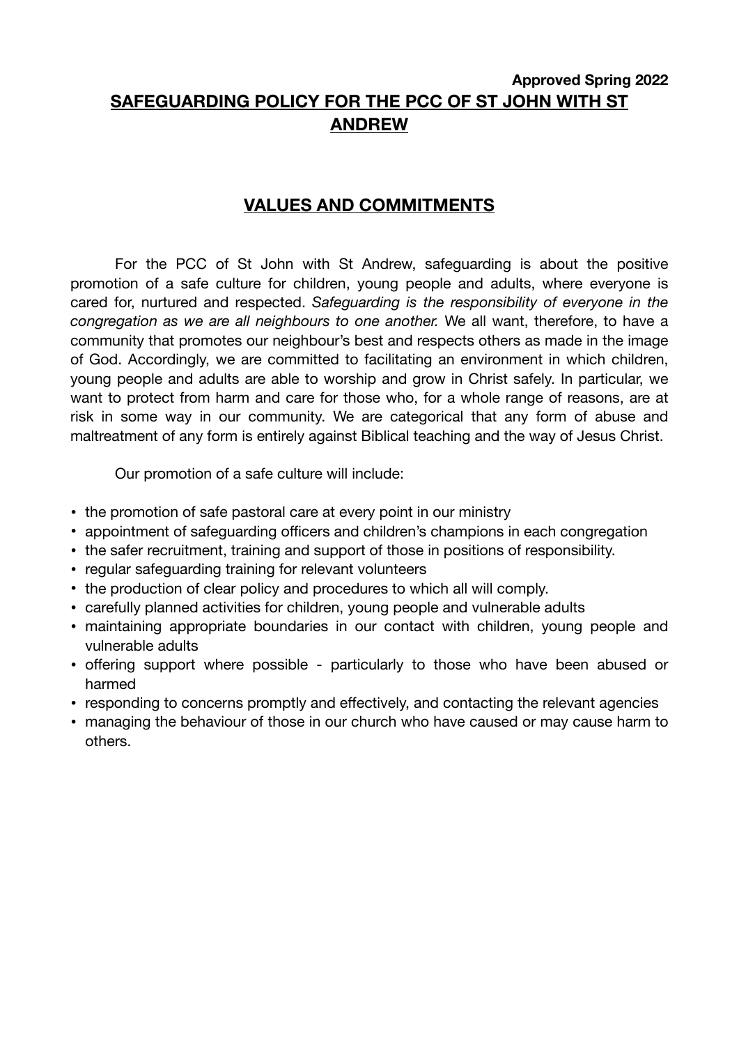**Approved Spring 2022**

# SAFEGUARDING POLICY FOR THE PCC OF ST JOHN WITH ST ANDREW

## VALUES AND COMMITMENTS

For the PCC of St John with St Andrew, safeguarding is about the positive promotion of a safe culture for children, young people and adults, where everyone is cared for, nurtured and respected. *Safeguarding is the responsibility of everyone in the congregation as we are all neighbours to one another.* We all want, therefore, to have a community that promotes our neighbour's best and respects others as made in the image of God. Accordingly, we are committed to facilitating an environment in which children, young people and adults are able to worship and grow in Christ safely. In particular, we want to protect from harm and care for those who, for a whole range of reasons, are at risk in some way in our community. We are categorical that any form of abuse and maltreatment of any form is entirely against Biblical teaching and the way of Jesus Christ.

Our promotion of a safe culture will include:

- the promotion of safe pastoral care at every point in our ministry
- appointment of safeguarding officers and children's champions in each congregation
- the safer recruitment, training and support of those in positions of responsibility.
- regular safeguarding training for relevant volunteers
- the production of clear policy and procedures to which all will comply.
- carefully planned activities for children, young people and vulnerable adults
- maintaining appropriate boundaries in our contact with children, young people and vulnerable adults
- offering support where possible - particularly to those who have been abused or harmed
- responding to concerns promptly and effectively, and contacting the relevant agencies
- managing the behaviour of those in our church who have caused or may cause harm to others.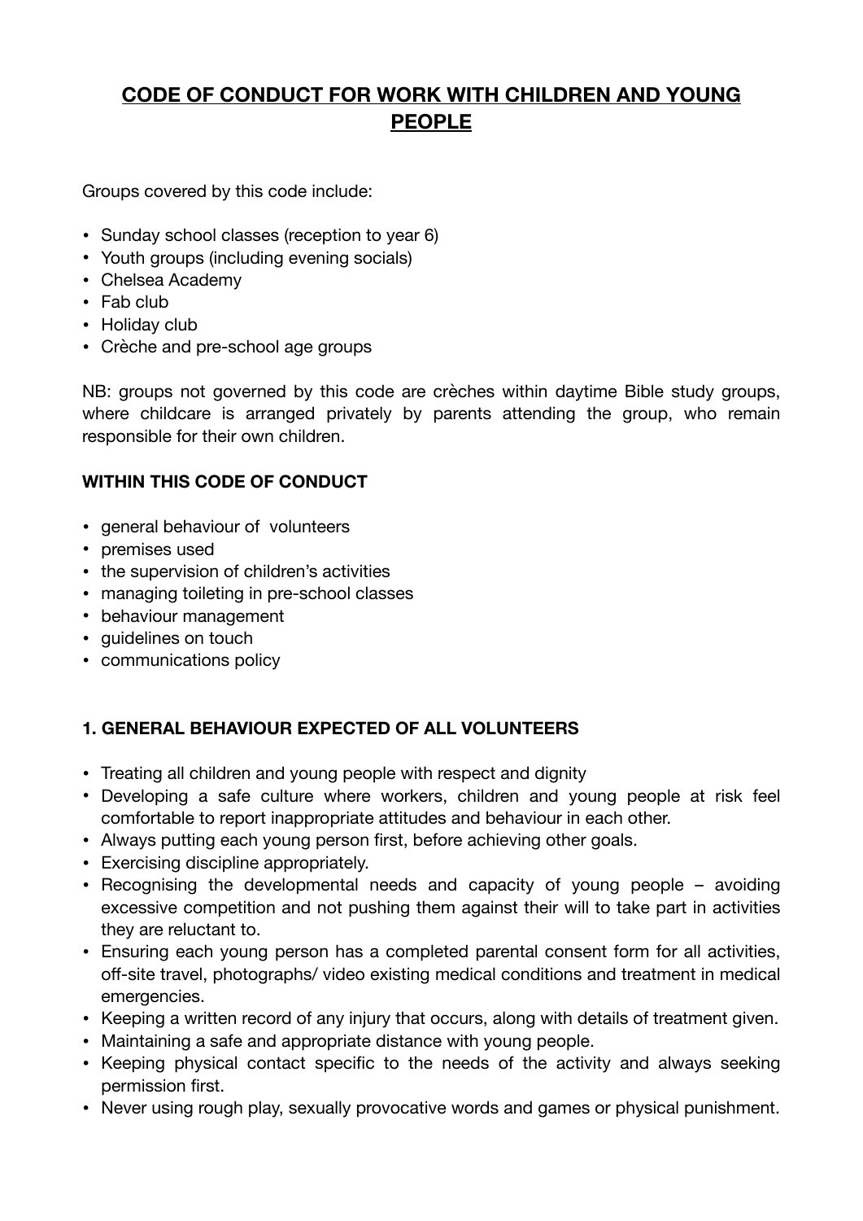# CODE OF CONDUCT FOR WORK WITH CHILDREN AND YOUNG PEOPLE

Groups covered by this code include:

- Sunday school classes (reception to year 6)
- Youth groups (including evening socials)
- Chelsea Academy
- Fab club
- Holiday club
- Crèche and pre-school age groups

NB: groups not governed by this code are crèches within daytime Bible study groups, where childcare is arranged privately by parents attending the group, who remain responsible for their own children.

**WITHIN THIS CODE OF CONDUCT**

- general behaviour of volunteers
- premises used
- the supervision of children's activities
- managing toileting in pre-school classes
- behaviour management
- guidelines on touch
- communications policy

**1. GENERAL BEHAVIOUR EXPECTED OF ALL VOLUNTEERS**

- Treating all children and young people with respect and dignity
- Developing a safe culture where workers, children and young people at risk feel comfortable to report inappropriate attitudes and behaviour in each other.
- Always putting each young person first, before achieving other goals.
- Exercising discipline appropriately.
- Recognising the developmental needs and capacity of young people – avoiding excessive competition and not pushing them against their will to take part in activities they are reluctant to.
- Ensuring each young person has a completed parental consent form for all activities, off-site travel, photographs/ video existing medical conditions and treatment in medical emergencies.
- Keeping a written record of any injury that occurs, along with details of treatment given.
- Maintaining a safe and appropriate distance with young people.
- Keeping physical contact specific to the needs of the activity and always seeking permission first.
- Never using rough play, sexually provocative words and games or physical punishment.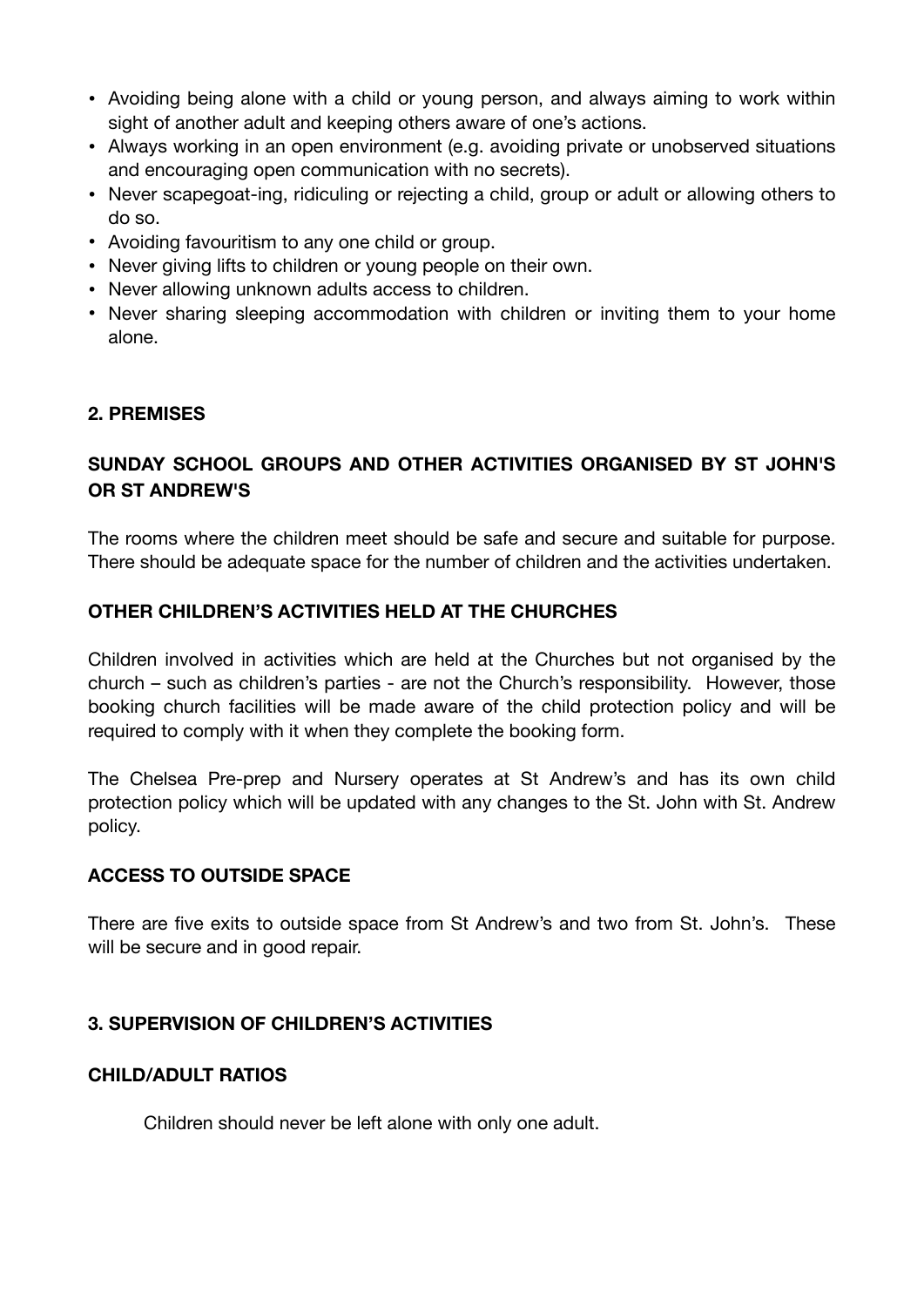- Avoiding being alone with a child or young person, and always aiming to work within sight of another adult and keeping others aware of one's actions.
- Always working in an open environment (e.g. avoiding private or unobserved situations and encouraging open communication with no secrets).
- Never scapegoat-ing, ridiculing or rejecting a child, group or adult or allowing others to do so.
- Avoiding favouritism to any one child or group.
- Never giving lifts to children or young people on their own.
- Never allowing unknown adults access to children.
- Never sharing sleeping accommodation with children or inviting them to your home alone.

## 2. PREMISES

### SUNDAY SCHOOL GROUPS AND OTHER ACTIVITIES ORGANISED BY ST JOHN'S OR ST ANDREW'S

The rooms where the children meet should be safe and secure and suitable for purpose. There should be adequate space for the number of children and the activities undertaken.

### OTHER CHILDREN'S ACTIVITIES HELD AT THE CHURCHES

Children involved in activities which are held at the Churches but not organised by the church – such as children's parties - are not the Church's responsibility. However, those booking church facilities will be made aware of the child protection policy and will be required to comply with it when they complete the booking form.

The Chelsea Pre-prep and Nursery operates at St Andrew's and has its own child protection policy which will be updated with any changes to the St. John with St. Andrew policy.

### ACCESS TO OUTSIDE SPACE

There are five exits to outside space from St Andrew's and two from St. John's. These will be secure and in good repair.

## 3. SUPERVISION OF CHILDREN'S ACTIVITIES

### CHILD/ADULT RATIOS

Children should never be left alone with only one adult.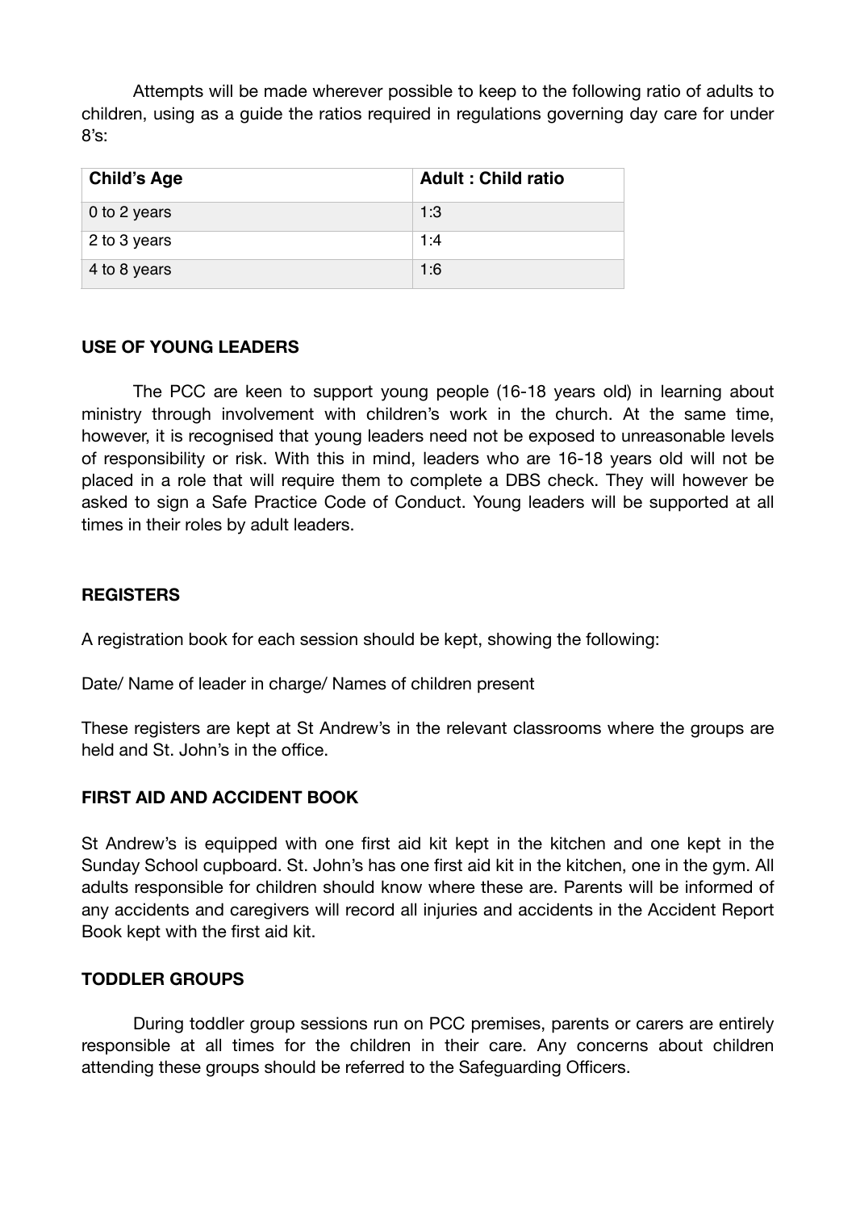Attempts will be made wherever possible to keep to the following ratio of adults to children, using as a guide the ratios required in regulations governing day care for under 8's:

| Child's Age | Adult : Child ratio |
|---|---|
| 0 to 2 years | 1:3 |
| 2 to 3 years | 1:4 |
| 4 to 8 years | 1:6 |

**USE OF YOUNG LEADERS**

The PCC are keen to support young people (16-18 years old) in learning about ministry through involvement with children's work in the church. At the same time, however, it is recognised that young leaders need not be exposed to unreasonable levels of responsibility or risk. With this in mind, leaders who are 16-18 years old will not be placed in a role that will require them to complete a DBS check. They will however be asked to sign a Safe Practice Code of Conduct. Young leaders will be supported at all times in their roles by adult leaders.

**REGISTERS**

A registration book for each session should be kept, showing the following:

Date/ Name of leader in charge/ Names of children present

These registers are kept at St Andrew's in the relevant classrooms where the groups are held and St. John's in the office.

**FIRST AID AND ACCIDENT BOOK**

St Andrew's is equipped with one first aid kit kept in the kitchen and one kept in the Sunday School cupboard. St. John's has one first aid kit in the kitchen, one in the gym. All adults responsible for children should know where these are. Parents will be informed of any accidents and caregivers will record all injuries and accidents in the Accident Report Book kept with the first aid kit.

**TODDLER GROUPS**

During toddler group sessions run on PCC premises, parents or carers are entirely responsible at all times for the children in their care. Any concerns about children attending these groups should be referred to the Safeguarding Officers.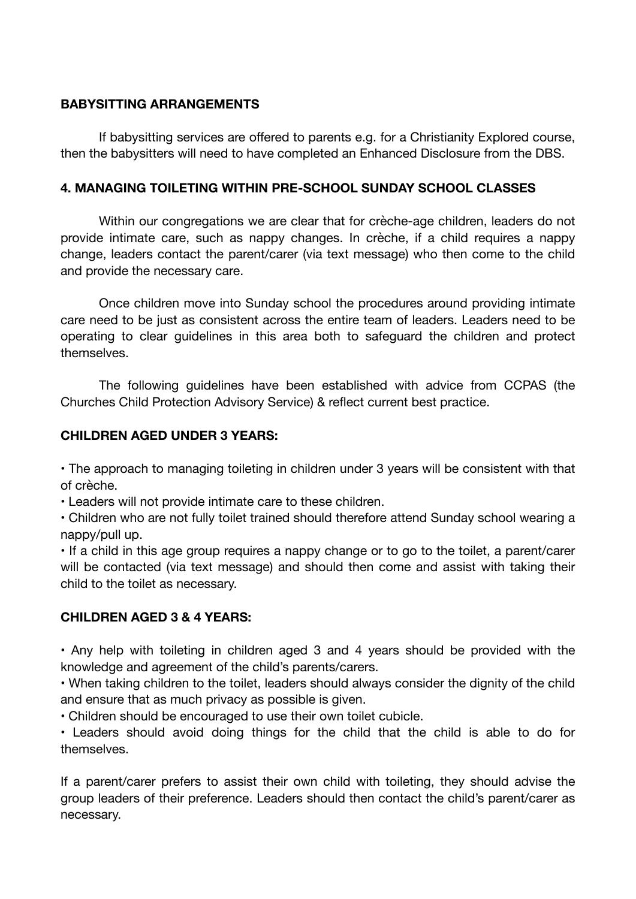**BABYSITTING ARRANGEMENTS**

If babysitting services are offered to parents e.g. for a Christianity Explored course, then the babysitters will need to have completed an Enhanced Disclosure from the DBS.

## 4. MANAGING TOILETING WITHIN PRE-SCHOOL SUNDAY SCHOOL CLASSES

Within our congregations we are clear that for crèche-age children, leaders do not provide intimate care, such as nappy changes. In crèche, if a child requires a nappy change, leaders contact the parent/carer (via text message) who then come to the child and provide the necessary care.

Once children move into Sunday school the procedures around providing intimate care need to be just as consistent across the entire team of leaders. Leaders need to be operating to clear guidelines in this area both to safeguard the children and protect themselves.

The following guidelines have been established with advice from CCPAS (the Churches Child Protection Advisory Service) & reflect current best practice.

**CHILDREN AGED UNDER 3 YEARS:**

- The approach to managing toileting in children under 3 years will be consistent with that of crèche.
- Leaders will not provide intimate care to these children.
- Children who are not fully toilet trained should therefore attend Sunday school wearing a nappy/pull up.
- If a child in this age group requires a nappy change or to go to the toilet, a parent/carer will be contacted (via text message) and should then come and assist with taking their child to the toilet as necessary.

**CHILDREN AGED 3 & 4 YEARS:**

- Any help with toileting in children aged 3 and 4 years should be provided with the knowledge and agreement of the child's parents/carers.
- When taking children to the toilet, leaders should always consider the dignity of the child and ensure that as much privacy as possible is given.
- Children should be encouraged to use their own toilet cubicle.
- Leaders should avoid doing things for the child that the child is able to do for themselves.

If a parent/carer prefers to assist their own child with toileting, they should advise the group leaders of their preference. Leaders should then contact the child's parent/carer as necessary.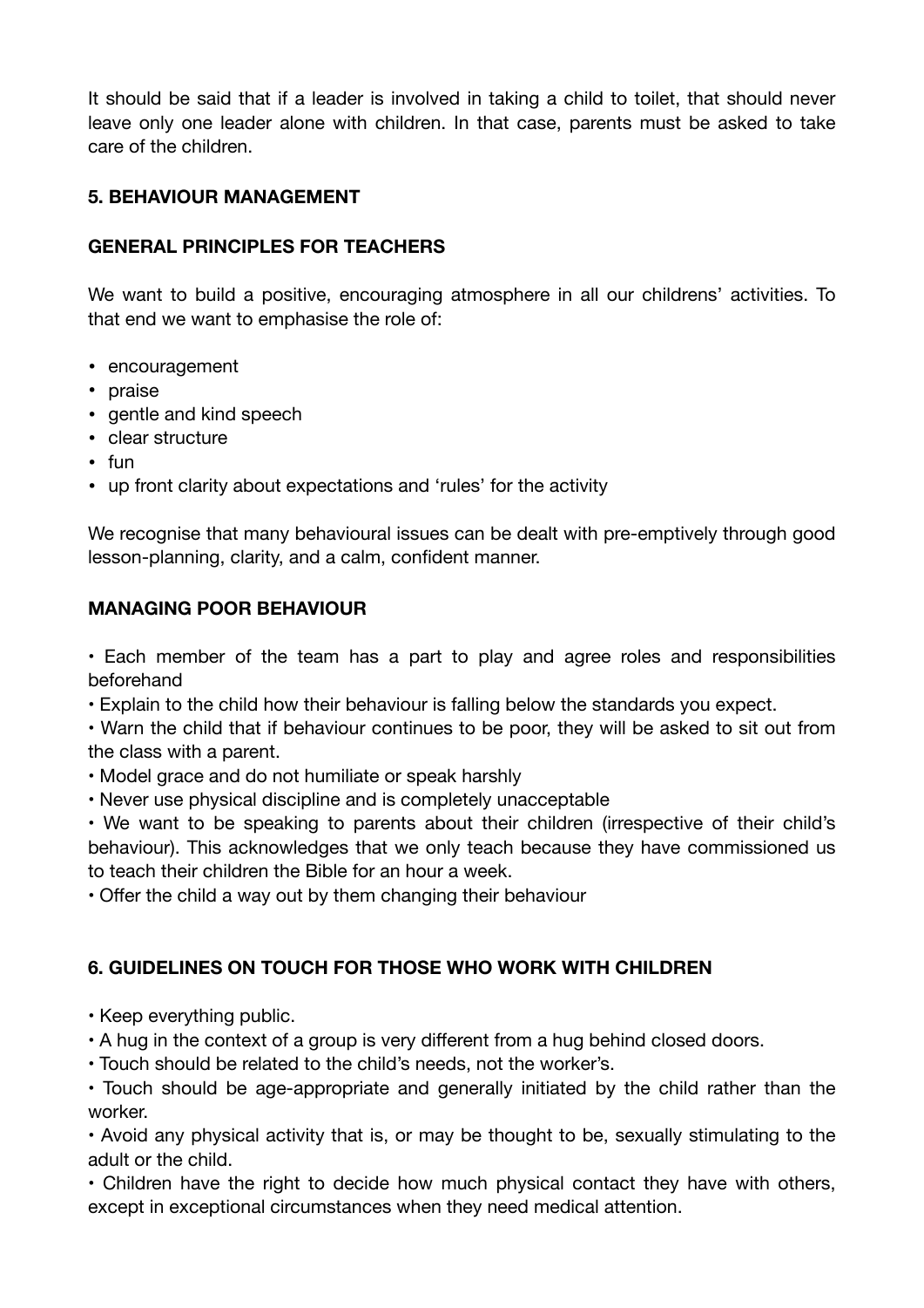It should be said that if a leader is involved in taking a child to toilet, that should never leave only one leader alone with children. In that case, parents must be asked to take care of the children.

## 5. BEHAVIOUR MANAGEMENT

### GENERAL PRINCIPLES FOR TEACHERS

We want to build a positive, encouraging atmosphere in all our childrens' activities. To that end we want to emphasise the role of:

- encouragement
- praise
- gentle and kind speech
- clear structure
- fun
- up front clarity about expectations and 'rules' for the activity

We recognise that many behavioural issues can be dealt with pre-emptively through good lesson-planning, clarity, and a calm, confident manner.

### MANAGING POOR BEHAVIOUR

- Each member of the team has a part to play and agree roles and responsibilities beforehand
- Explain to the child how their behaviour is falling below the standards you expect.
- Warn the child that if behaviour continues to be poor, they will be asked to sit out from the class with a parent.
- Model grace and do not humiliate or speak harshly
- Never use physical discipline and is completely unacceptable
- We want to be speaking to parents about their children (irrespective of their child's behaviour). This acknowledges that we only teach because they have commissioned us to teach their children the Bible for an hour a week.
- Offer the child a way out by them changing their behaviour

## 6. GUIDELINES ON TOUCH FOR THOSE WHO WORK WITH CHILDREN

- Keep everything public.
- A hug in the context of a group is very different from a hug behind closed doors.
- Touch should be related to the child's needs, not the worker's.
- Touch should be age-appropriate and generally initiated by the child rather than the worker.
- Avoid any physical activity that is, or may be thought to be, sexually stimulating to the adult or the child.
- Children have the right to decide how much physical contact they have with others, except in exceptional circumstances when they need medical attention.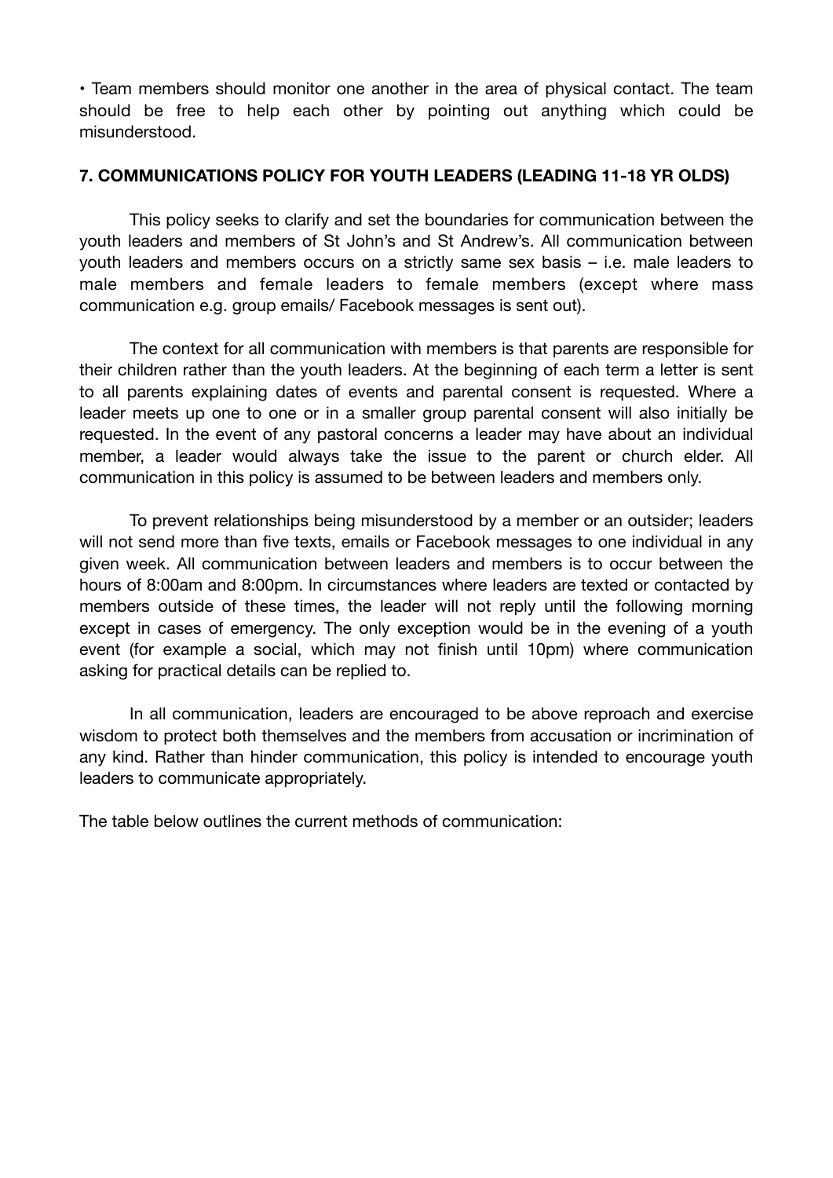• Team members should monitor one another in the area of physical contact. The team should be free to help each other by pointing out anything which could be misunderstood.

## 7. COMMUNICATIONS POLICY FOR YOUTH LEADERS (LEADING 11-18 YR OLDS)

This policy seeks to clarify and set the boundaries for communication between the youth leaders and members of St John's and St Andrew's. All communication between youth leaders and members occurs on a strictly same sex basis – i.e. male leaders to male members and female leaders to female members (except where mass communication e.g. group emails/ Facebook messages is sent out).

The context for all communication with members is that parents are responsible for their children rather than the youth leaders. At the beginning of each term a letter is sent to all parents explaining dates of events and parental consent is requested. Where a leader meets up one to one or in a smaller group parental consent will also initially be requested. In the event of any pastoral concerns a leader may have about an individual member, a leader would always take the issue to the parent or church elder. All communication in this policy is assumed to be between leaders and members only.

To prevent relationships being misunderstood by a member or an outsider; leaders will not send more than five texts, emails or Facebook messages to one individual in any given week. All communication between leaders and members is to occur between the hours of 8:00am and 8:00pm. In circumstances where leaders are texted or contacted by members outside of these times, the leader will not reply until the following morning except in cases of emergency. The only exception would be in the evening of a youth event (for example a social, which may not finish until 10pm) where communication asking for practical details can be replied to.

In all communication, leaders are encouraged to be above reproach and exercise wisdom to protect both themselves and the members from accusation or incrimination of any kind. Rather than hinder communication, this policy is intended to encourage youth leaders to communicate appropriately.

The table below outlines the current methods of communication: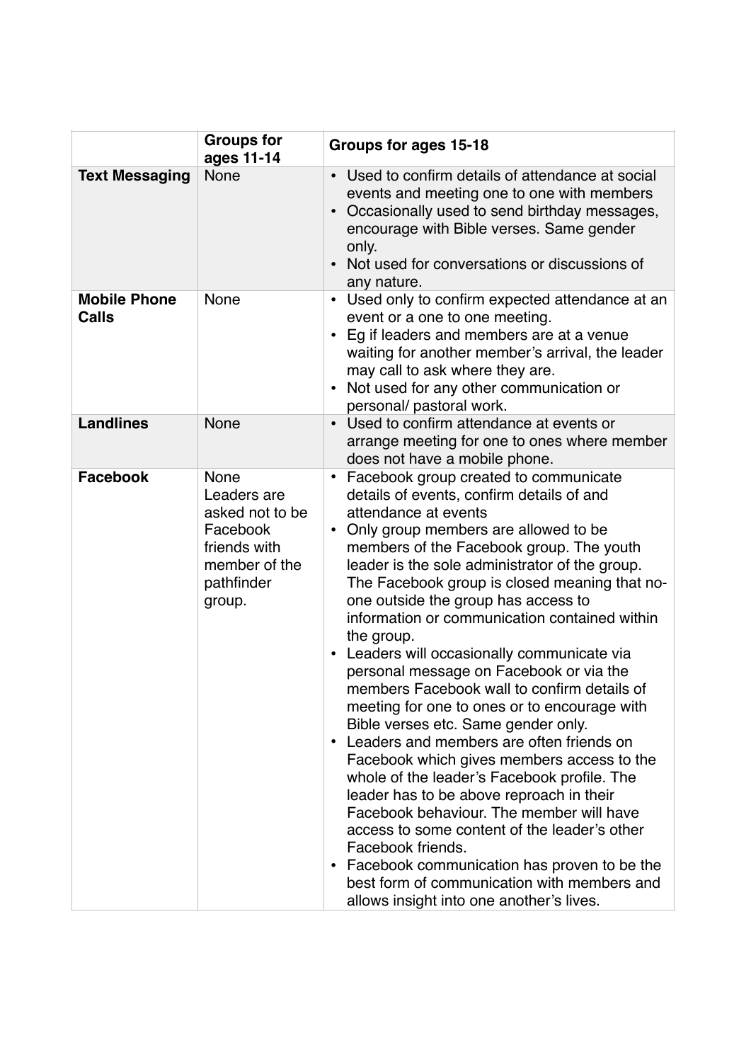| | Groups for ages 11-14 | Groups for ages 15-18 |
|---|---|---|
| **Text Messaging** | None | • Used to confirm details of attendance at social events and meeting one to one with members<br>• Occasionally used to send birthday messages, encourage with Bible verses. Same gender only.<br>• Not used for conversations or discussions of any nature. |
| **Mobile Phone Calls** | None | • Used only to confirm expected attendance at an event or a one to one meeting.<br>• Eg if leaders and members are at a venue waiting for another member's arrival, the leader may call to ask where they are.<br>• Not used for any other communication or personal/ pastoral work. |
| **Landlines** | None | • Used to confirm attendance at events or arrange meeting for one to ones where member does not have a mobile phone. |
| **Facebook** | None<br>Leaders are asked not to be Facebook friends with member of the pathfinder group. | • Facebook group created to communicate details of events, confirm details of and attendance at events<br>• Only group members are allowed to be members of the Facebook group. The youth leader is the sole administrator of the group. The Facebook group is closed meaning that no-one outside the group has access to information or communication contained within the group.<br>• Leaders will occasionally communicate via personal message on Facebook or via the members Facebook wall to confirm details of meeting for one to ones or to encourage with Bible verses etc. Same gender only.<br>• Leaders and members are often friends on Facebook which gives members access to the whole of the leader's Facebook profile. The leader has to be above reproach in their Facebook behaviour. The member will have access to some content of the leader's other Facebook friends.<br>• Facebook communication has proven to be the best form of communication with members and allows insight into one another's lives. |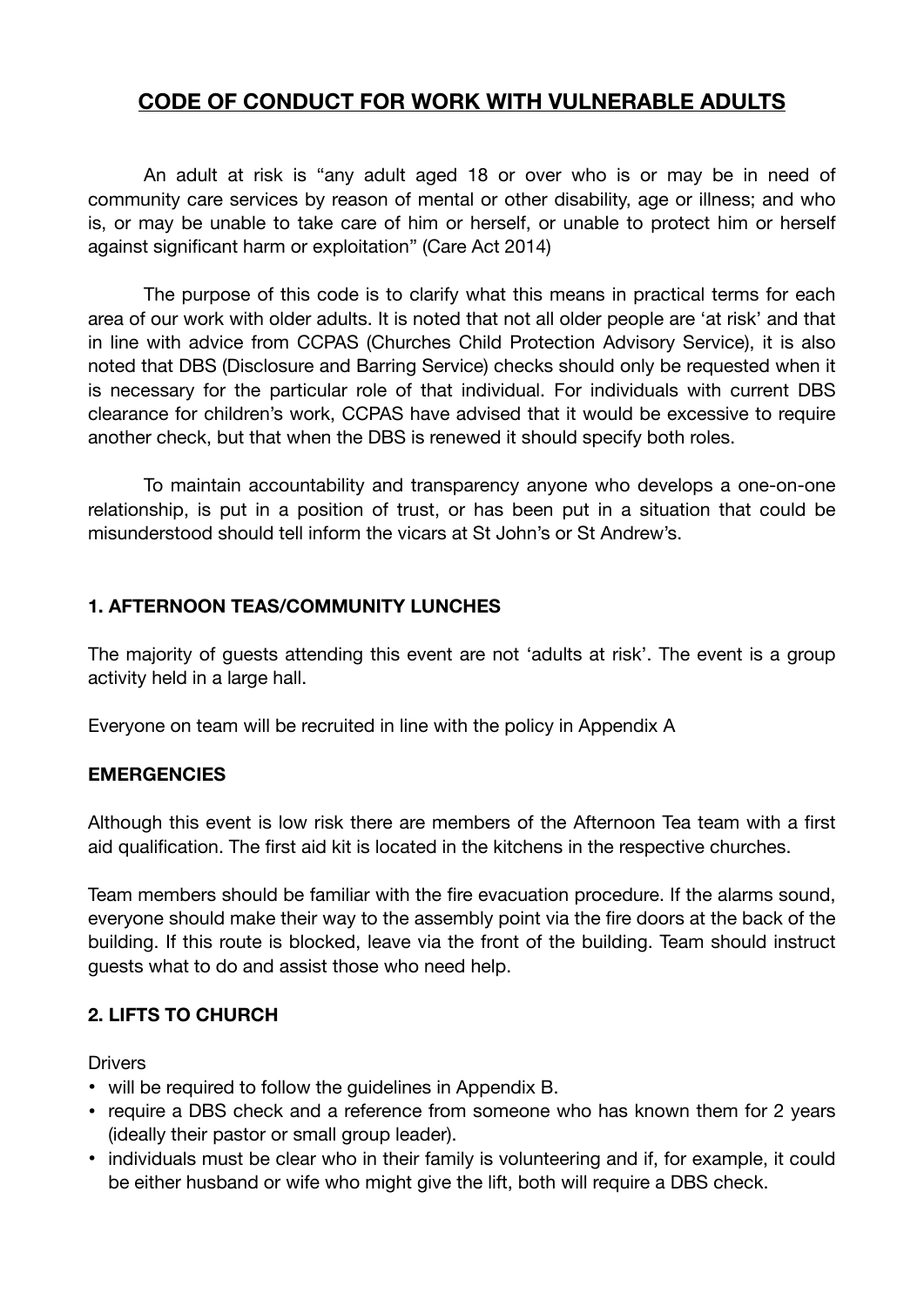# CODE OF CONDUCT FOR WORK WITH VULNERABLE ADULTS

An adult at risk is "any adult aged 18 or over who is or may be in need of community care services by reason of mental or other disability, age or illness; and who is, or may be unable to take care of him or herself, or unable to protect him or herself against significant harm or exploitation" (Care Act 2014)

The purpose of this code is to clarify what this means in practical terms for each area of our work with older adults. It is noted that not all older people are 'at risk' and that in line with advice from CCPAS (Churches Child Protection Advisory Service), it is also noted that DBS (Disclosure and Barring Service) checks should only be requested when it is necessary for the particular role of that individual. For individuals with current DBS clearance for children's work, CCPAS have advised that it would be excessive to require another check, but that when the DBS is renewed it should specify both roles.

To maintain accountability and transparency anyone who develops a one-on-one relationship, is put in a position of trust, or has been put in a situation that could be misunderstood should tell inform the vicars at St John's or St Andrew's.

## 1. AFTERNOON TEAS/COMMUNITY LUNCHES

The majority of guests attending this event are not 'adults at risk'. The event is a group activity held in a large hall.

Everyone on team will be recruited in line with the policy in Appendix A

### EMERGENCIES

Although this event is low risk there are members of the Afternoon Tea team with a first aid qualification. The first aid kit is located in the kitchens in the respective churches.

Team members should be familiar with the fire evacuation procedure. If the alarms sound, everyone should make their way to the assembly point via the fire doors at the back of the building. If this route is blocked, leave via the front of the building. Team should instruct guests what to do and assist those who need help.

## 2. LIFTS TO CHURCH

Drivers

- will be required to follow the guidelines in Appendix B.
- require a DBS check and a reference from someone who has known them for 2 years (ideally their pastor or small group leader).
- individuals must be clear who in their family is volunteering and if, for example, it could be either husband or wife who might give the lift, both will require a DBS check.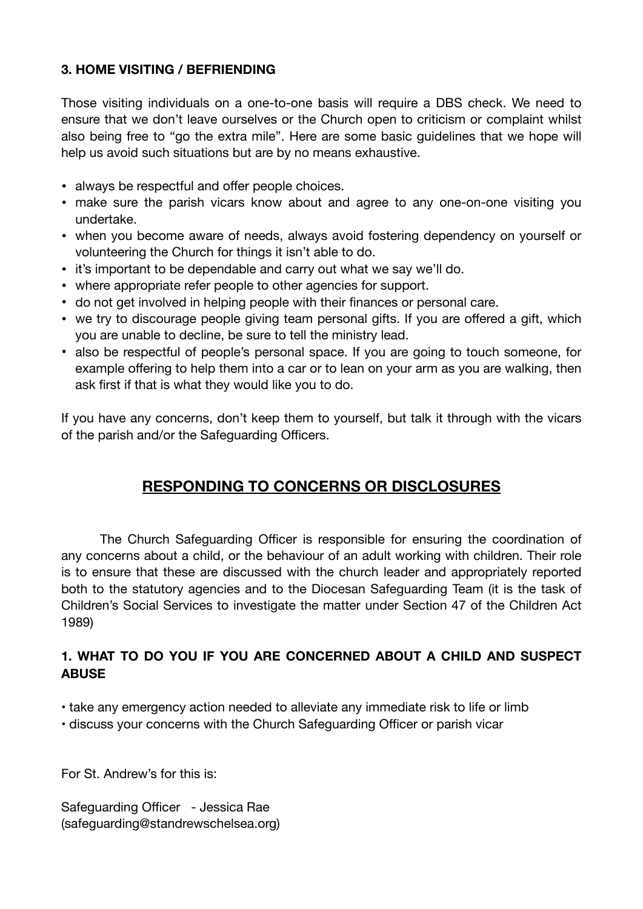### 3. HOME VISITING / BEFRIENDING

Those visiting individuals on a one-to-one basis will require a DBS check. We need to ensure that we don't leave ourselves or the Church open to criticism or complaint whilst also being free to "go the extra mile". Here are some basic guidelines that we hope will help us avoid such situations but are by no means exhaustive.

- always be respectful and offer people choices.
- make sure the parish vicars know about and agree to any one-on-one visiting you undertake.
- when you become aware of needs, always avoid fostering dependency on yourself or volunteering the Church for things it isn't able to do.
- it's important to be dependable and carry out what we say we'll do.
- where appropriate refer people to other agencies for support.
- do not get involved in helping people with their finances or personal care.
- we try to discourage people giving team personal gifts. If you are offered a gift, which you are unable to decline, be sure to tell the ministry lead.
- also be respectful of people's personal space. If you are going to touch someone, for example offering to help them into a car or to lean on your arm as you are walking, then ask first if that is what they would like you to do.

If you have any concerns, don't keep them to yourself, but talk it through with the vicars of the parish and/or the Safeguarding Officers.

## RESPONDING TO CONCERNS OR DISCLOSURES

The Church Safeguarding Officer is responsible for ensuring the coordination of any concerns about a child, or the behaviour of an adult working with children. Their role is to ensure that these are discussed with the church leader and appropriately reported both to the statutory agencies and to the Diocesan Safeguarding Team (it is the task of Children's Social Services to investigate the matter under Section 47 of the Children Act 1989)

### 1. WHAT TO DO YOU IF YOU ARE CONCERNED ABOUT A CHILD AND SUSPECT ABUSE

- take any emergency action needed to alleviate any immediate risk to life or limb
- discuss your concerns with the Church Safeguarding Officer or parish vicar

For St. Andrew's for this is:

Safeguarding Officer - Jessica Rae
(safeguarding@standrewschelsea.org)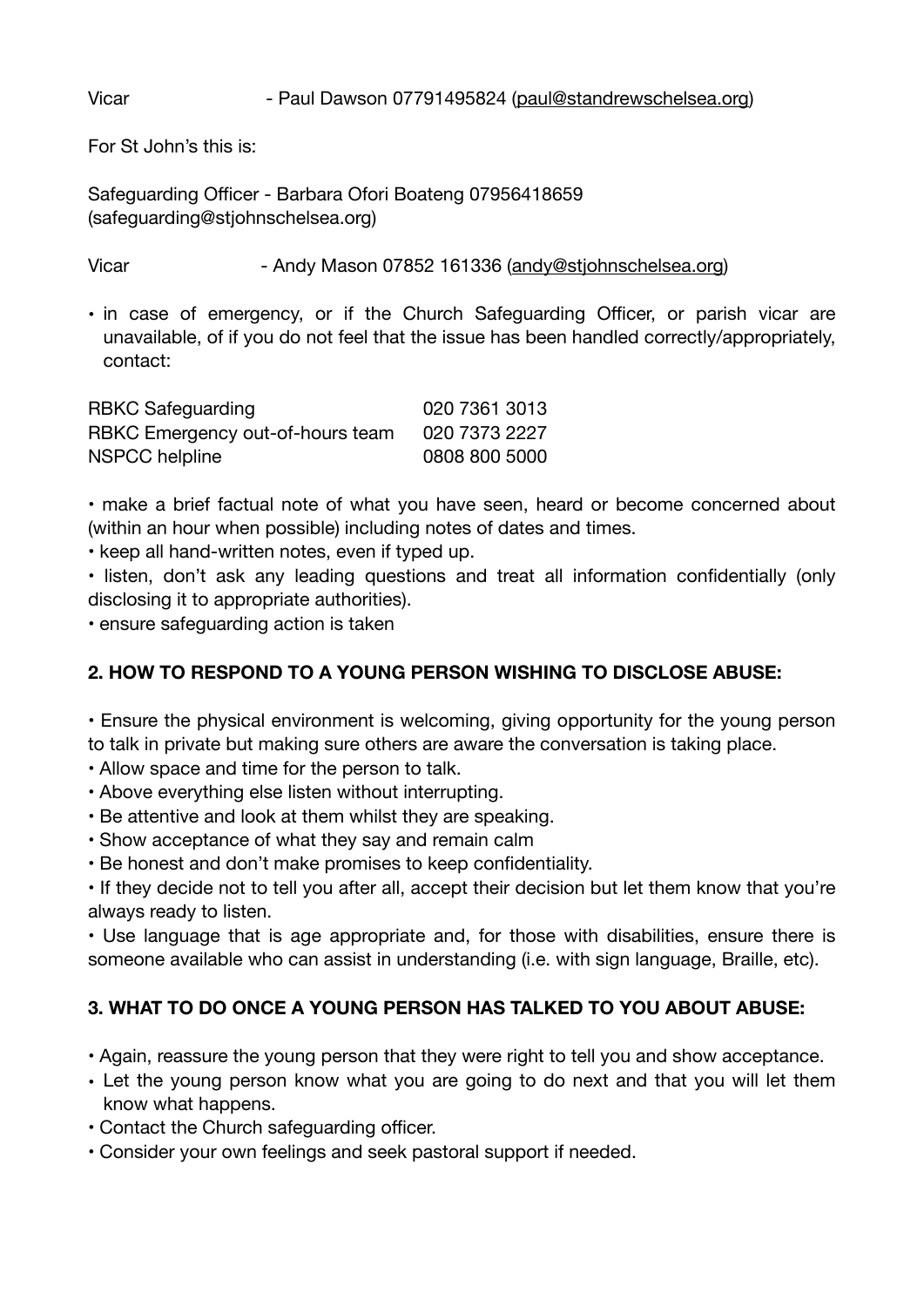Vicar - Paul Dawson 07791495824 (paul@standrewschelsea.org)

For St John's this is:

Safeguarding Officer - Barbara Ofori Boateng 07956418659 (safeguarding@stjohnschelsea.org)

Vicar - Andy Mason 07852 161336 (andy@stjohnschelsea.org)

- in case of emergency, or if the Church Safeguarding Officer, or parish vicar are unavailable, of if you do not feel that the issue has been handled correctly/appropriately, contact:

| | |
|---|---|
| RBKC Safeguarding | 020 7361 3013 |
| RBKC Emergency out-of-hours team | 020 7373 2227 |
| NSPCC helpline | 0808 800 5000 |

- make a brief factual note of what you have seen, heard or become concerned about (within an hour when possible) including notes of dates and times.
- keep all hand-written notes, even if typed up.
- listen, don't ask any leading questions and treat all information confidentially (only disclosing it to appropriate authorities).
- ensure safeguarding action is taken

## 2. HOW TO RESPOND TO A YOUNG PERSON WISHING TO DISCLOSE ABUSE:

- Ensure the physical environment is welcoming, giving opportunity for the young person to talk in private but making sure others are aware the conversation is taking place.
- Allow space and time for the person to talk.
- Above everything else listen without interrupting.
- Be attentive and look at them whilst they are speaking.
- Show acceptance of what they say and remain calm
- Be honest and don't make promises to keep confidentiality.
- If they decide not to tell you after all, accept their decision but let them know that you're always ready to listen.
- Use language that is age appropriate and, for those with disabilities, ensure there is someone available who can assist in understanding (i.e. with sign language, Braille, etc).

## 3. WHAT TO DO ONCE A YOUNG PERSON HAS TALKED TO YOU ABOUT ABUSE:

- Again, reassure the young person that they were right to tell you and show acceptance.
- Let the young person know what you are going to do next and that you will let them know what happens.
- Contact the Church safeguarding officer.
- Consider your own feelings and seek pastoral support if needed.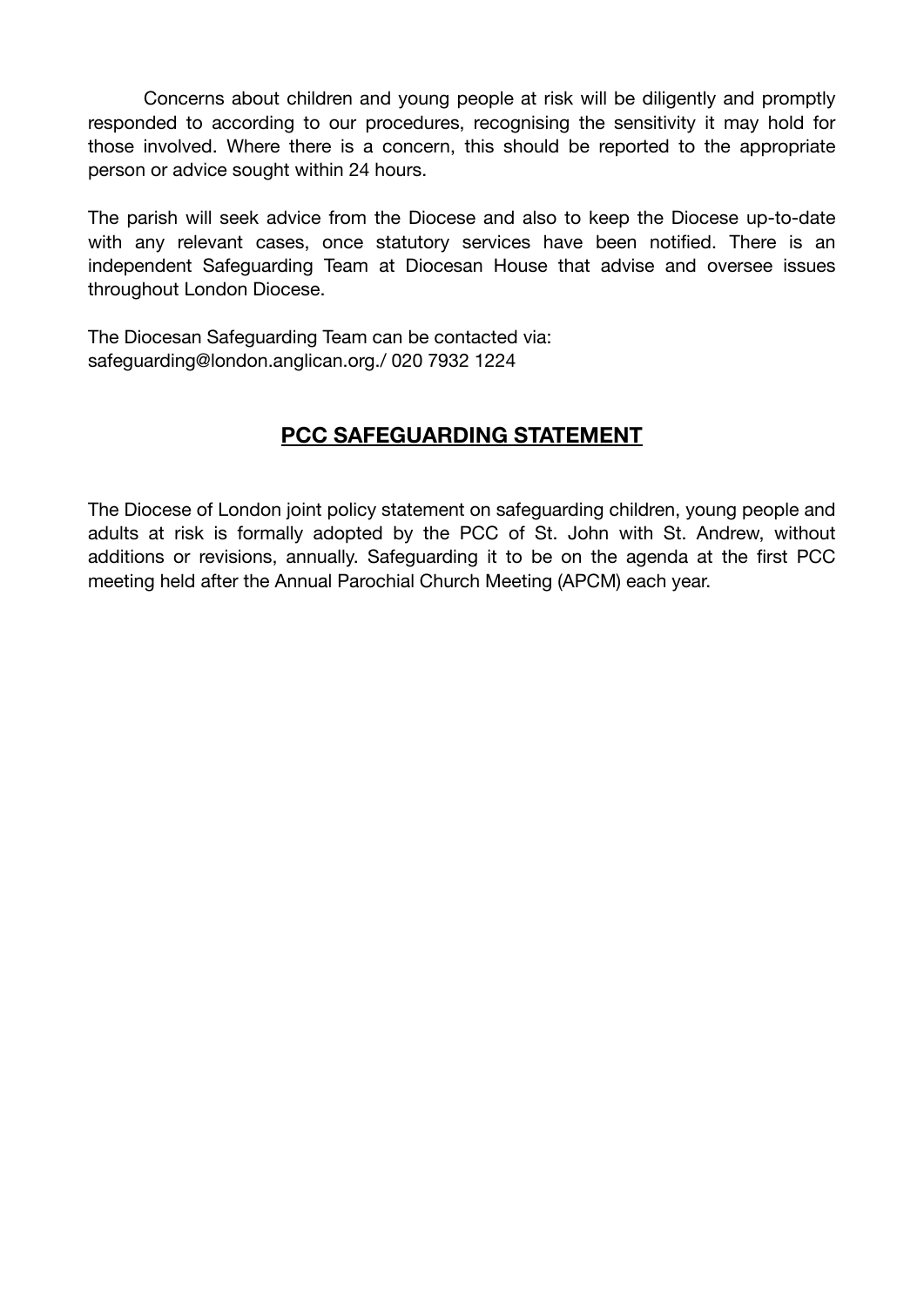Concerns about children and young people at risk will be diligently and promptly responded to according to our procedures, recognising the sensitivity it may hold for those involved. Where there is a concern, this should be reported to the appropriate person or advice sought within 24 hours.

The parish will seek advice from the Diocese and also to keep the Diocese up-to-date with any relevant cases, once statutory services have been notified. There is an independent Safeguarding Team at Diocesan House that advise and oversee issues throughout London Diocese.

The Diocesan Safeguarding Team can be contacted via:
safeguarding@london.anglican.org./ 020 7932 1224

## **PCC SAFEGUARDING STATEMENT**

The Diocese of London joint policy statement on safeguarding children, young people and adults at risk is formally adopted by the PCC of St. John with St. Andrew, without additions or revisions, annually. Safeguarding it to be on the agenda at the first PCC meeting held after the Annual Parochial Church Meeting (APCM) each year.